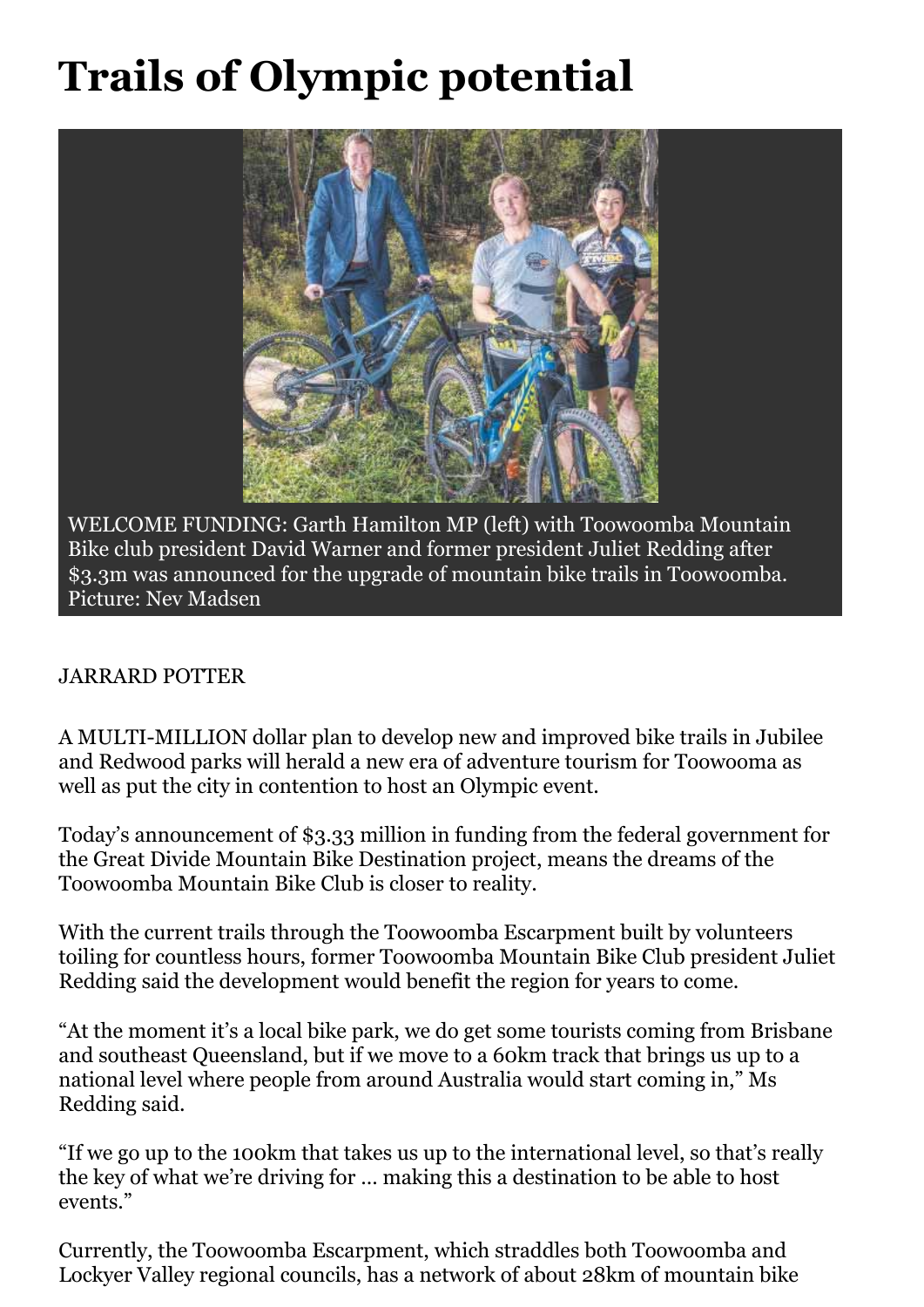# Trails of Olympic potential

WELCOME FUNDING: Garth Hamilton MP (left) with Toowoomba Mountain Bike club president David Warner and former president Juliet Redding after $3.3m was announced for the upgrade of mountain bike trails in Toowoomba. Picture: Nev Madsen

JARRARD POTTER

A MULTI-MILLION dollar plan to develop new and improved bike trails in Jubilee and Redwood parks will herald a new era of adventure tourism for Toowooma as well as put the city in contention to host an Olympic event.

Today's announcement of $3.33 million in funding from the federal government for the Great Divide Mountain Bike Destination project, means the dreams of the Toowoomba Mountain Bike Club is closer to reality.

With the current trails through the Toowoomba Escarpment built by volunteers toiling for countless hours, former Toowoomba Mountain Bike Club president Juliet Redding said the development would benefit the region for years to come.

"At the moment it's a local bike park, we do get some tourists coming from Brisbane and southeast Queensland, but if we move to a 60km track that brings us up to a national level where people from around Australia would start coming in," Ms Redding said.

"If we go up to the 100km that takes us up to the international level, so that's really the key of what we're driving for … making this a destination to be able to host events."

Currently, the Toowoomba Escarpment, which straddles both Toowoomba and Lockyer Valley regional councils, has a network of about 28km of mountain bike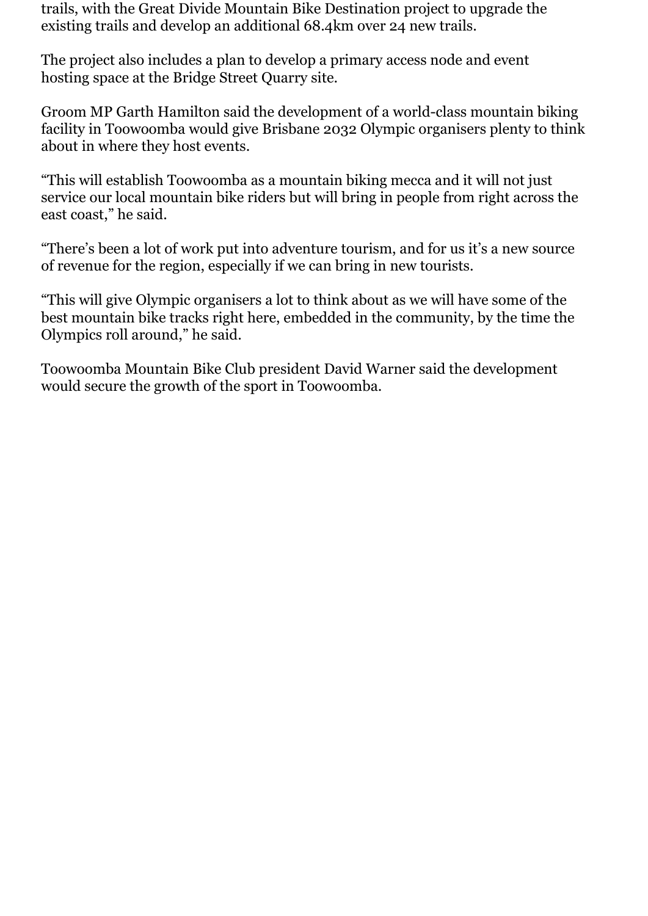trails, with the Great Divide Mountain Bike Destination project to upgrade the existing trails and develop an additional 68.4km over 24 new trails.

The project also includes a plan to develop a primary access node and event hosting space at the Bridge Street Quarry site.

Groom MP Garth Hamilton said the development of a world-class mountain biking facility in Toowoomba would give Brisbane 2032 Olympic organisers plenty to think about in where they host events.

"This will establish Toowoomba as a mountain biking mecca and it will not just service our local mountain bike riders but will bring in people from right across the east coast," he said.

"There's been a lot of work put into adventure tourism, and for us it's a new source of revenue for the region, especially if we can bring in new tourists.

"This will give Olympic organisers a lot to think about as we will have some of the best mountain bike tracks right here, embedded in the community, by the time the Olympics roll around," he said.

Toowoomba Mountain Bike Club president David Warner said the development would secure the growth of the sport in Toowoomba.